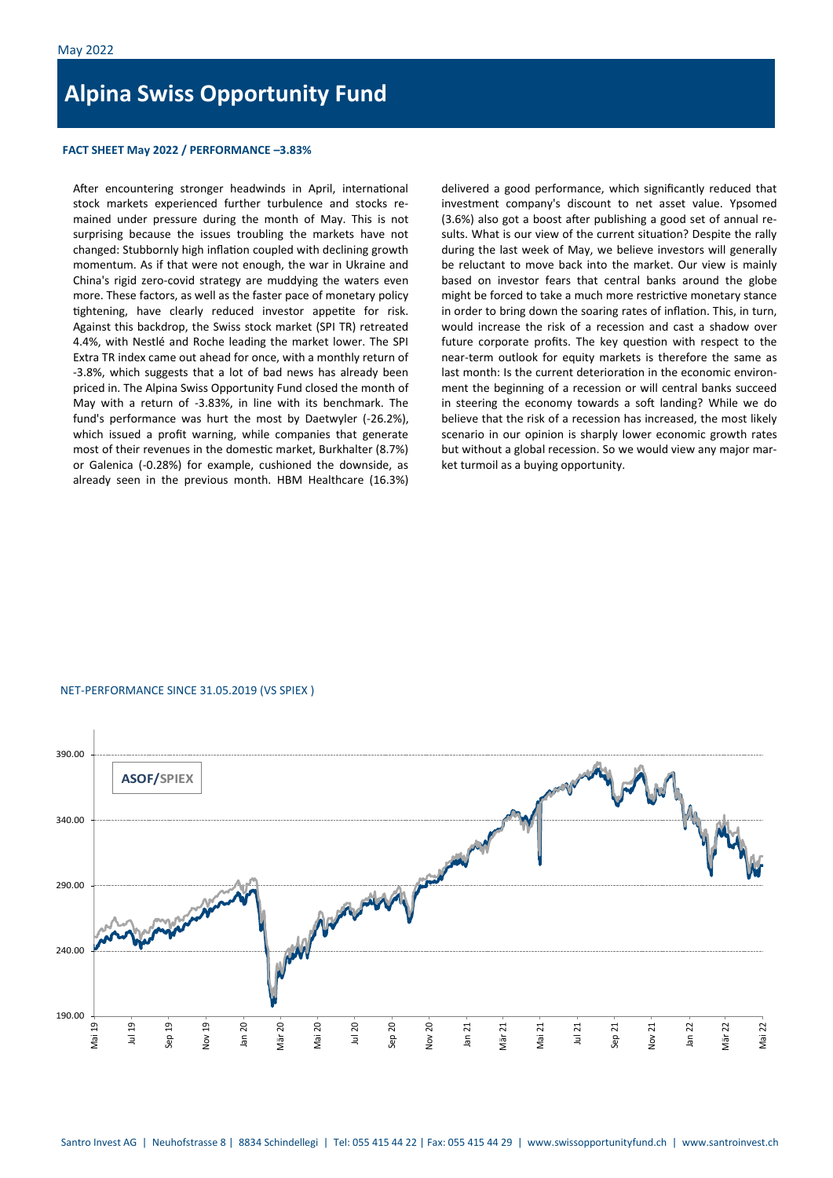# Alpina Swiss Opportunity Fund

**FACT SHEET May 2022 / PERFORMANCE –3.83%**

After encountering stronger headwinds in April, international stock markets experienced further turbulence and stocks remained under pressure during the month of May. This is not surprising because the issues troubling the markets have not changed: Stubbornly high inflation coupled with declining growth momentum. As if that were not enough, the war in Ukraine and China's rigid zero-covid strategy are muddying the waters even more. These factors, as well as the faster pace of monetary policy tightening, have clearly reduced investor appetite for risk. Against this backdrop, the Swiss stock market (SPI TR) retreated 4.4%, with Nestlé and Roche leading the market lower. The SPI Extra TR index came out ahead for once, with a monthly return of -3.8%, which suggests that a lot of bad news has already been priced in. The Alpina Swiss Opportunity Fund closed the month of May with a return of -3.83%, in line with its benchmark. The fund's performance was hurt the most by Daetwyler (-26.2%), which issued a profit warning, while companies that generate most of their revenues in the domestic market, Burkhalter (8.7%) or Galenica (-0.28%) for example, cushioned the downside, as already seen in the previous month. HBM Healthcare (16.3%) delivered a good performance, which significantly reduced that investment company's discount to net asset value. Ypsomed (3.6%) also got a boost after publishing a good set of annual results. What is our view of the current situation? Despite the rally during the last week of May, we believe investors will generally be reluctant to move back into the market. Our view is mainly based on investor fears that central banks around the globe might be forced to take a much more restrictive monetary stance in order to bring down the soaring rates of inflation. This, in turn, would increase the risk of a recession and cast a shadow over future corporate profits. The key question with respect to the near-term outlook for equity markets is therefore the same as last month: Is the current deterioration in the economic environment the beginning of a recession or will central banks succeed in steering the economy towards a soft landing? While we do believe that the risk of a recession has increased, the most likely scenario in our opinion is sharply lower economic growth rates but without a global recession. So we would view any major market turmoil as a buying opportunity.

NET-PERFORMANCE SINCE 31.05.2019 (VS SPIEX )

ASOF/SPIEX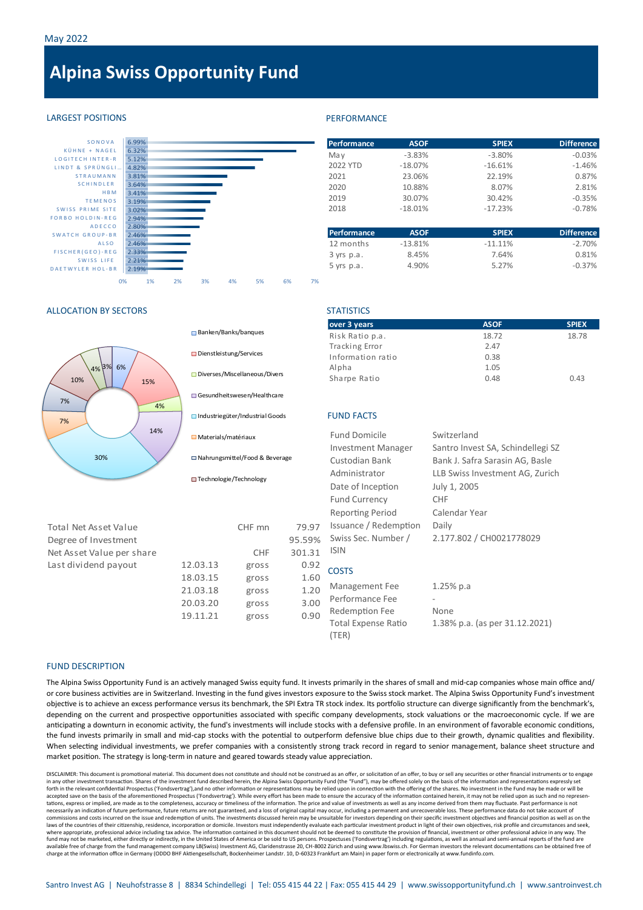May 2022

# Alpina Swiss Opportunity Fund

## LARGEST POSITIONS

SONOVA 6.99%
KÜHNE + NAGEL 6.32%
LOGITECH INTER-R 5.12%
LINDT & SPRÜNGLI... 4.82%
STRAUMANN 3.81%
SCHINDLER 3.64%
HBM 3.41%
TEMENOS 3.19%
SWISS PRIME SITE 3.02%
FORBO HOLDIN-REG 2.94%
ADECCO 2.80%
SWATCH GROUP-BR 2.46%
ALSO 2.46%
FISCHER(GEO)-REG 2.33%
SWISS LIFE 2.21%
DAETWYLER HOL-BR 2.19%

0% 1% 2% 3% 4% 5% 6% 7%

## PERFORMANCE

| Performance | ASOF | SPIEX | Difference |
|---|---|---|---|
| May | -3.83% | -3.80% | -0.03% |
| 2022 YTD | -18.07% | -16.61% | -1.46% |
| 2021 | 23.06% | 22.19% | 0.87% |
| 2020 | 10.88% | 8.07% | 2.81% |
| 2019 | 30.07% | 30.42% | -0.35% |
| 2018 | -18.01% | -17.23% | -0.78% |

| Performance | ASOF | SPIEX | Difference |
|---|---|---|---|
| 12 months | -13.81% | -11.11% | -2.70% |
| 3 yrs p.a. | 8.45% | 7.64% | 0.81% |
| 5 yrs p.a. | 4.90% | 5.27% | -0.37% |

## ALLOCATION BY SECTORS

6% 15% 4% 14% 30% 7% 7% 10% 4% 3%

Banken/Banks/banques
Dienstleistung/Services
Diverses/Miscellaneous/Divers
Gesundheitswesen/Healthcare
Industriegüter/Industrial Goods
Materials/matériaux
Nahrungsmittel/Food & Beverage
Technologie/Technology

## STATISTICS

| over 3 years | ASOF | SPIEX |
|---|---|---|
| Risk Ratio p.a. | 18.72 | 18.78 |
| Tracking Error | 2.47 | |
| Information ratio | 0.38 | |
| Alpha | 1.05 | |
| Sharpe Ratio | 0.48 | 0.43 |

| | | | |
|---|---|---|---|
| Total Net Asset Value | | CHF mn | 79.97 |
| Degree of Investment | | | 95.59% |
| Net Asset Value per share | | CHF | 301.31 |
| Last dividend payout | 12.03.13 | gross | 0.92 |
| | 18.03.15 | gross | 1.60 |
| | 21.03.18 | gross | 1.20 |
| | 20.03.20 | gross | 3.00 |
| | 19.11.21 | gross | 0.90 |

## FUND FACTS

| | |
|---|---|
| Fund Domicile | Switzerland |
| Investment Manager | Santro Invest SA, Schindellegi SZ |
| Custodian Bank | Bank J. Safra Sarasin AG, Basle |
| Administrator | LLB Swiss Investment AG, Zurich |
| Date of Inception | July 1, 2005 |
| Fund Currency | CHF |
| Reporting Period | Calendar Year |
| Issuance / Redemption | Daily |
| Swiss Sec. Number / ISIN | 2.177.802 / CH0021778029 |

## COSTS

| | |
|---|---|
| Management Fee | 1.25% p.a |
| Performance Fee | - |
| Redemption Fee | None |
| Total Expense Ratio (TER) | 1.38% p.a. (as per 31.12.2021) |

## FUND DESCRIPTION

The Alpina Swiss Opportunity Fund is an actively managed Swiss equity fund. It invests primarily in the shares of small and mid-cap companies whose main office and/or core business activities are in Switzerland. Investing in the fund gives investors exposure to the Swiss stock market. The Alpina Swiss Opportunity Fund's investment objective is to achieve an excess performance versus its benchmark, the SPI Extra TR stock index. Its portfolio structure can diverge significantly from the benchmark's, depending on the current and prospective opportunities associated with specific company developments, stock valuations or the macroeconomic cycle. If we are anticipating a downturn in economic activity, the fund's investments will include stocks with a defensive profile. In an environment of favourable economic conditions, the fund invests primarily in small and mid-cap stocks with the potential to outperform defensive blue chips due to their growth, dynamic qualities and flexibility. When selecting individual investments, we prefer companies with a consistently strong track record in regard to senior management, balance sheet structure and market position. The strategy is long-term in nature and geared towards steady value appreciation.

DISCLAIMER: This document is promotional material. This document does not constitute and should not be construed as an offer, or solicitation of an offer, to buy or sell any securities or other financial instruments or to engage in any other investment transaction. Shares of the investment fund described herein, the Alpina Swiss Opportunity Fund (the "Fund"), may be offered solely on the basis of the information and representations expressly set forth in the relevant confidential Prospectus ('Fondsvertrag'),and no other information or representations may be relied upon in connection with the offering of the shares. No investment in the Fund may be made or will be accepted save on the basis of the aforementioned Prospectus ('Fondsvertrag'). While every effort has been made to ensure the accuracy of the information contained herein, it may not be relied upon as such and no representations, express or implied, are made as to the completeness, accuracy or timeliness of the information. The price and value of investments as well as any income derived from them may fluctuate. Past performance is not necessarily an indication of future performance, future returns are not guaranteed, and a loss of original capital may occur, including a permanent and unrecoverable loss. These performance data do not take account of commissions and costs incurred on the issue and redemption of units. The investments discussed herein may be unsuitable for investors depending on their specific investment objectives and financial position as well as on the laws of the countries of their citizenship, residence, incorporation or domicile. Investors must independently evaluate each particular investment product in light of their own objectives, risk profile and circumstances and seek, where appropriate, professional advice including tax advice. The information contained in this document should not be deemed to constitute the provision of financial, investment or other professional advice in any way. The fund may not be marketed, either directly or indirectly, in the United States of America or be sold to US persons. Prospectuses ('Fondsvertrag') including regulations, as well as annual and semi-annual reports of the fund are available free of charge from the fund management company LB(Swiss) Investment AG, Claridenstrasse 20, CH-8002 Zürich and using www.lbswiss.ch. For German investors the relevant documentations can be obtained free of charge at the information office in Germany (ODDO BHF Aktiengesellschaft, Bockenheimer Landstr. 10, D-60323 Frankfurt am Main) in paper form or electronically at www.fundinfo.com.

Santro Invest AG | Neuhofstrasse 8 | 8834 Schindellegi | Tel: 055 415 44 22 | Fax: 055 415 44 29 | www.swissopportunityfund.ch | www.santroinvest.ch